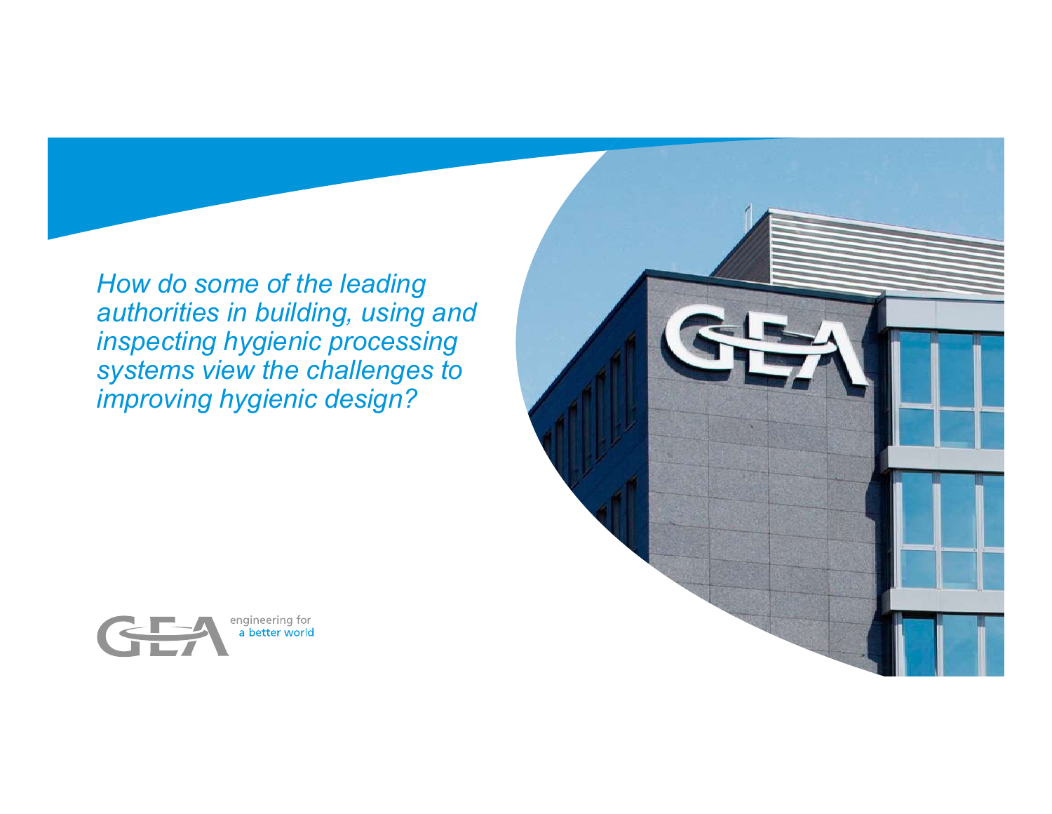*How do some of the leading authorities in building, using and inspecting hygienic processing systems view the challenges to improving hygienic design?*

engineering for a better world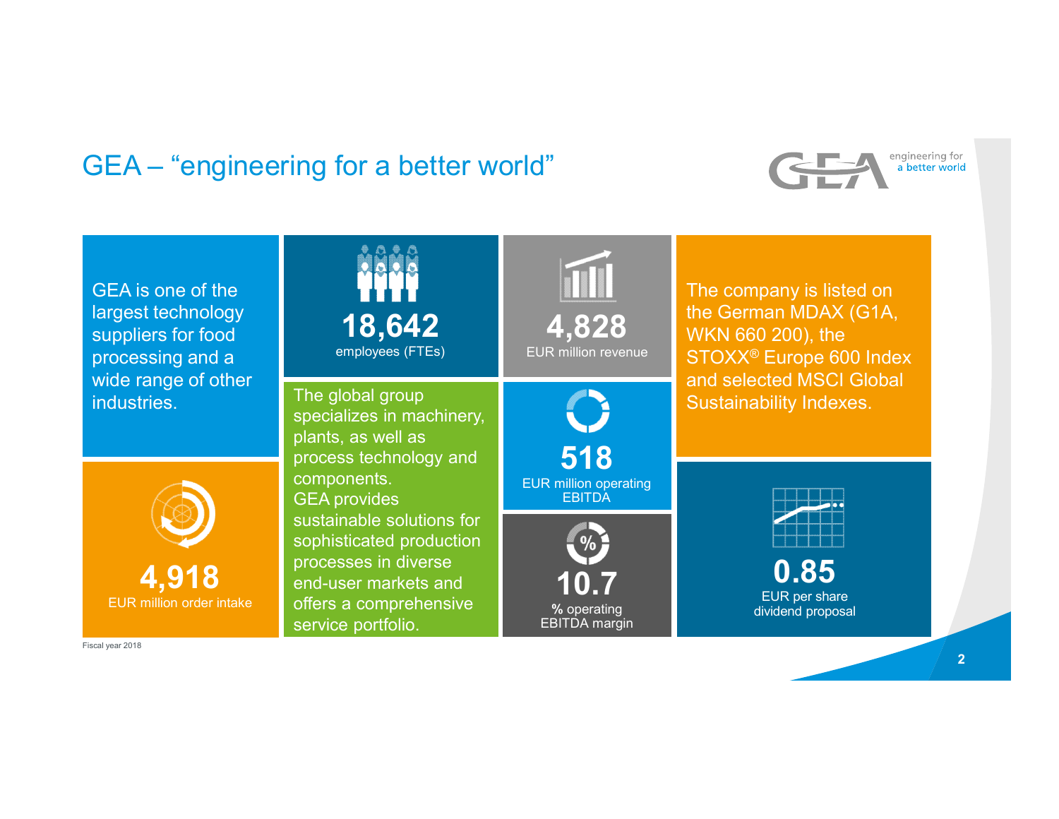# GEA – "engineering for a better world"

GEA is one of the largest technology suppliers for food processing and a wide range of other industries.

**18,642**
employees (FTEs)

**4,828**
EUR million revenue

The company is listed on the German MDAX (G1A, WKN 660 200), the STOXX® Europe 600 Index and selected MSCI Global Sustainability Indexes.

The global group specializes in machinery, plants, as well as process technology and components.
GEA provides sustainable solutions for sophisticated production processes in diverse end-user markets and offers a comprehensive service portfolio.

**518**
EUR million operating EBITDA

**4,918**
EUR million order intake

**10.7**
% operating EBITDA margin

**0.85**
EUR per share dividend proposal

Fiscal year 2018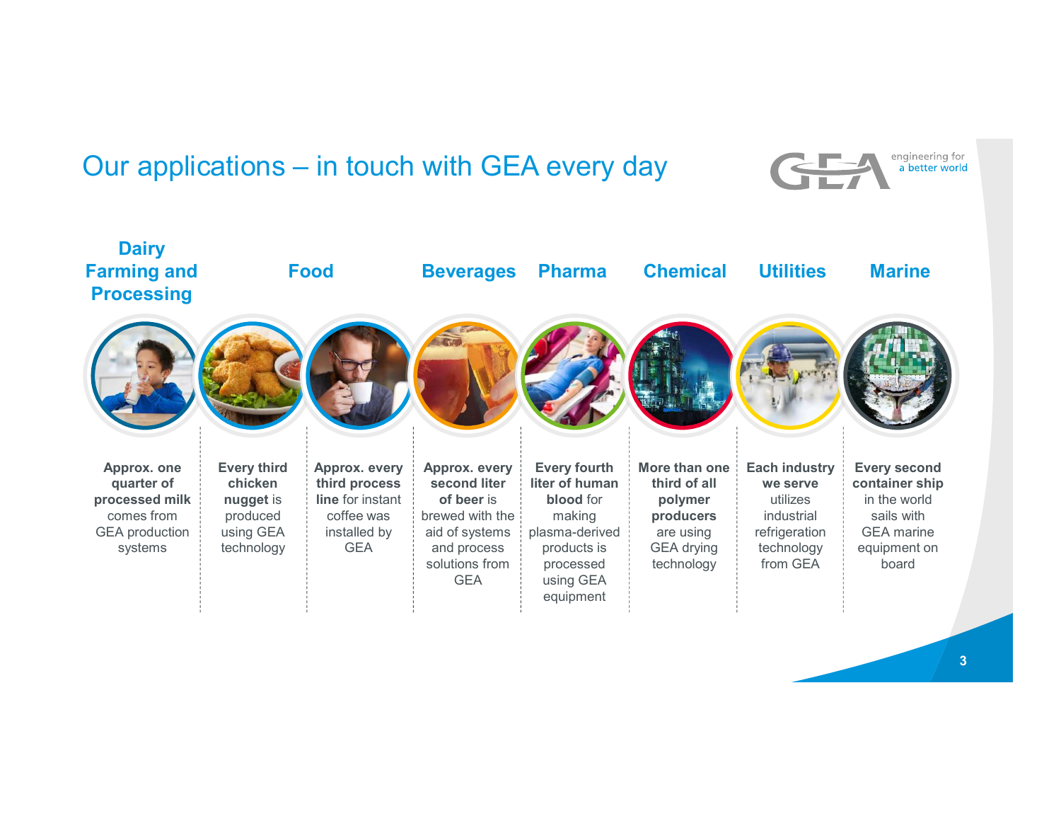# Our applications – in touch with GEA every day

| Dairy Farming and Processing | Food | | Beverages | Pharma | Chemical | Utilities | Marine |
|---|---|---|---|---|---|---|---|
| **Approx. one quarter of processed milk** comes from GEA production systems | **Every third chicken nugget** is produced using GEA technology | **Approx. every third process line** for instant coffee was installed by GEA | **Approx. every second liter of beer** is brewed with the aid of systems and process solutions from GEA | **Every fourth liter of human blood** for making plasma-derived products is processed using GEA equipment | **More than one third of all polymer producers** are using GEA drying technology | **Each industry we serve** utilizes industrial refrigeration technology from GEA | **Every second container ship** in the world sails with GEA marine equipment on board |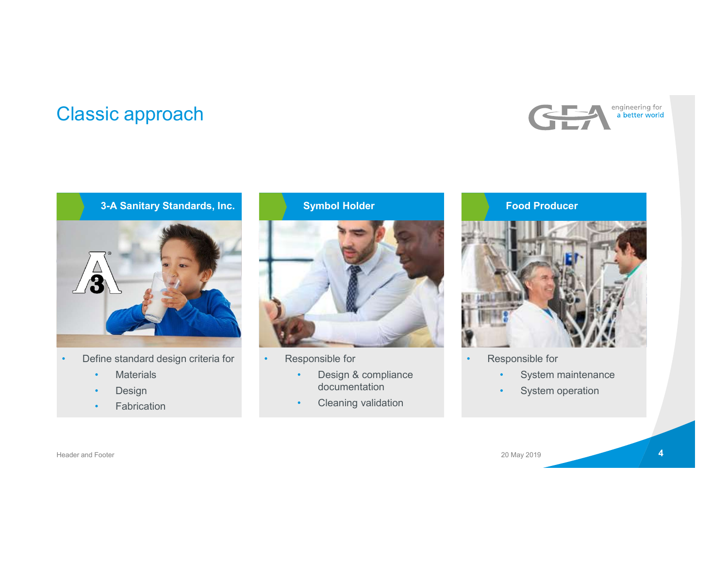# Classic approach

### 3-A Sanitary Standards, Inc.

- Define standard design criteria for
  - Materials
  - Design
  - Fabrication

### Symbol Holder

- Responsible for
  - Design & compliance documentation
  - Cleaning validation

### Food Producer

- Responsible for
  - System maintenance
  - System operation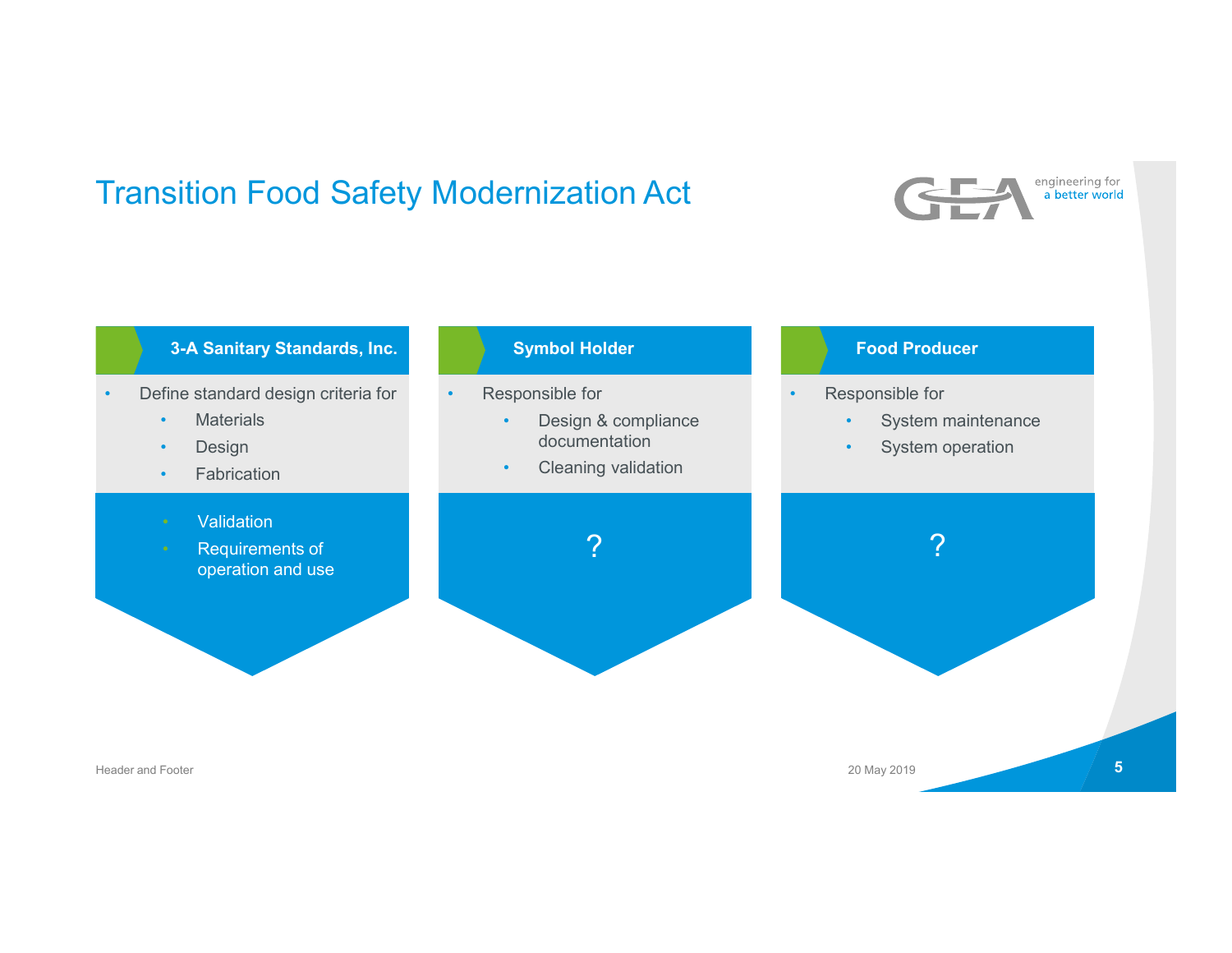# Transition Food Safety Modernization Act

### 3-A Sanitary Standards, Inc.

- Define standard design criteria for
  - Materials
  - Design
  - Fabrication

- Validation
- Requirements of operation and use

### Symbol Holder

- Responsible for
  - Design & compliance documentation
  - Cleaning validation

?

### Food Producer

- Responsible for
  - System maintenance
  - System operation

?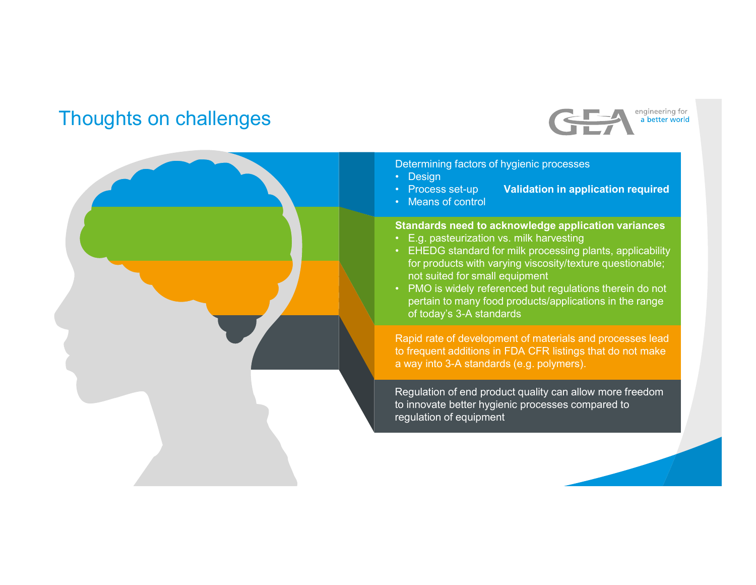# Thoughts on challenges

Determining factors of hygienic processes

- Design
- Process set-up
- Means of control

**Validation in application required**

**Standards need to acknowledge application variances**

- E.g. pasteurization vs. milk harvesting
- EHEDG standard for milk processing plants, applicability for products with varying viscosity/texture questionable; not suited for small equipment
- PMO is widely referenced but regulations therein do not pertain to many food products/applications in the range of today's 3-A standards

Rapid rate of development of materials and processes lead to frequent additions in FDA CFR listings that do not make a way into 3-A standards (e.g. polymers).

Regulation of end product quality can allow more freedom to innovate better hygienic processes compared to regulation of equipment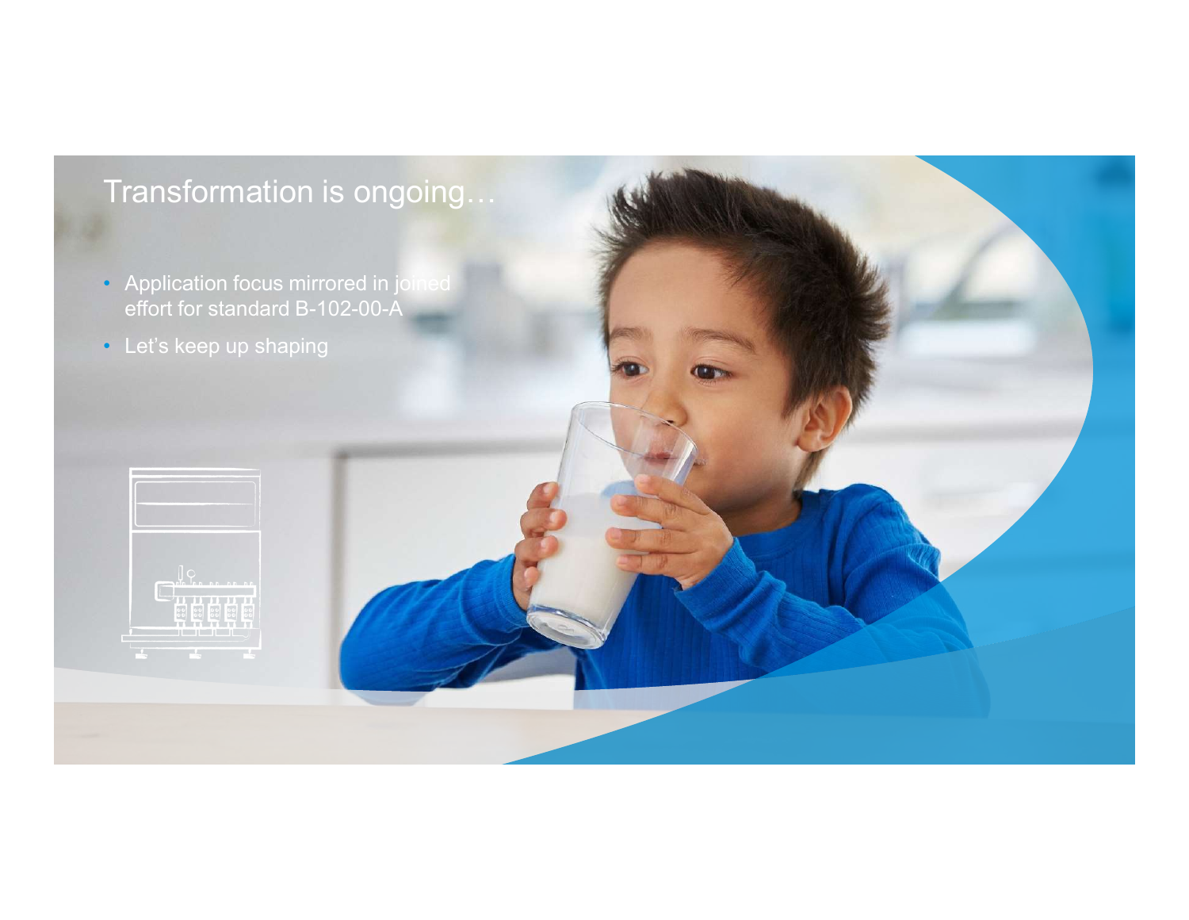# Transformation is ongoing…

- Application focus mirrored in joined effort for standard B-102-00-A
- Let's keep up shaping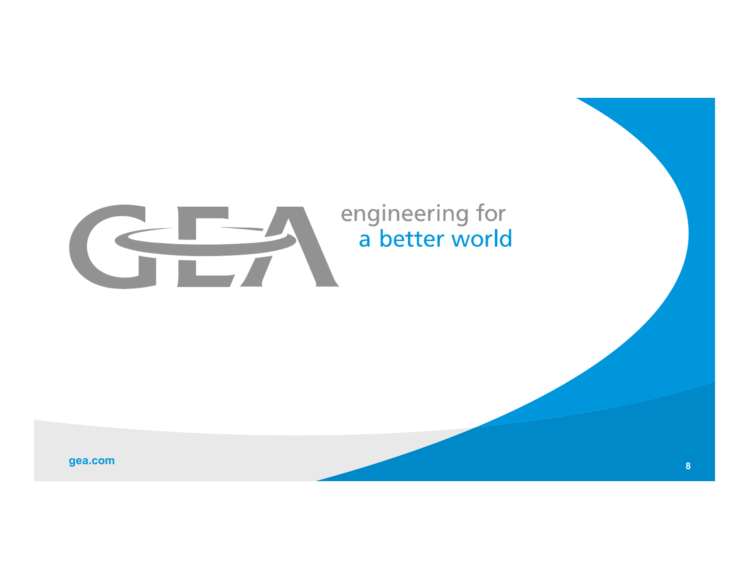GEA

engineering for
a better world

gea.com